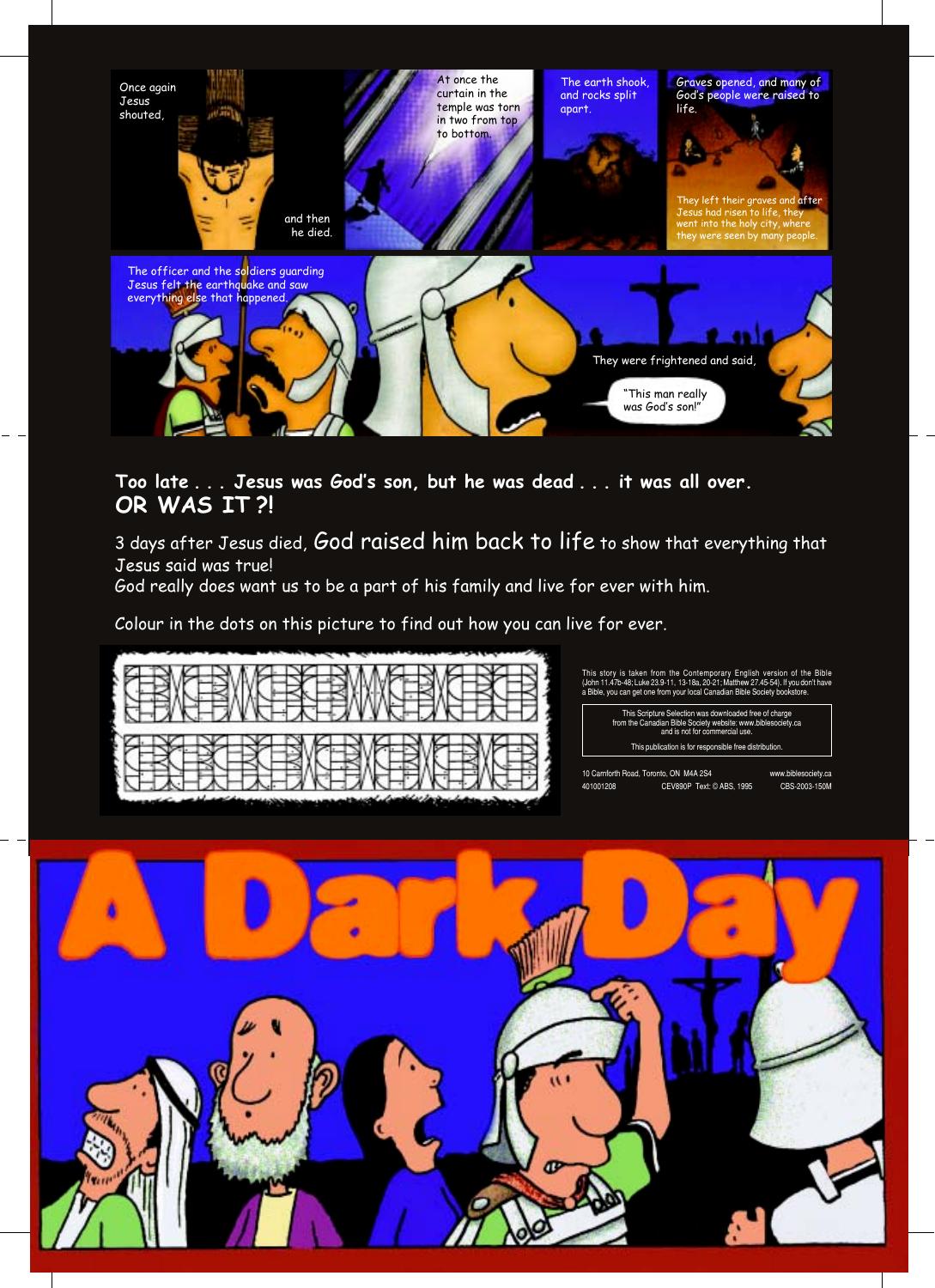Once again Jesus shouted,

and then he died.

At once the curtain in the temple was torn in two from top to bottom.

The earth shook, and rocks split apart.

Graves opened, and many of God's people were raised to life.

They left their graves and after Jesus had risen to life, they went into the holy city, where they were seen by many people.

The officer and the soldiers guarding Jesus felt the earthquake and saw everything else that happened.

They were frightened and said,

"This man really was God's son!"

**Too late . . . Jesus was God's son, but he was dead . . . it was all over.**
**OR WAS IT ?!**

3 days after Jesus died, God raised him back to life to show that everything that Jesus said was true!
God really does want us to be a part of his family and live for ever with him.

Colour in the dots on this picture to find out how you can live for ever.

This story is taken from the Contemporary English version of the Bible (John 11.47b-48; Luke 23.9-11, 13-18a, 20-21; Matthew 27.45-54). If you don't have a Bible, you can get one from your local Canadian Bible Society bookstore.

This Scripture Selection was downloaded free of charge from the Canadian Bible Society website: www.biblesociety.ca and is not for commercial use.

This publication is for responsible free distribution.

10 Carnforth Road, Toronto, ON M4A 2S4 www.biblesociety.ca
401001208 CEV890P Text: © ABS, 1995 CBS-2003-150M

# A Dark Day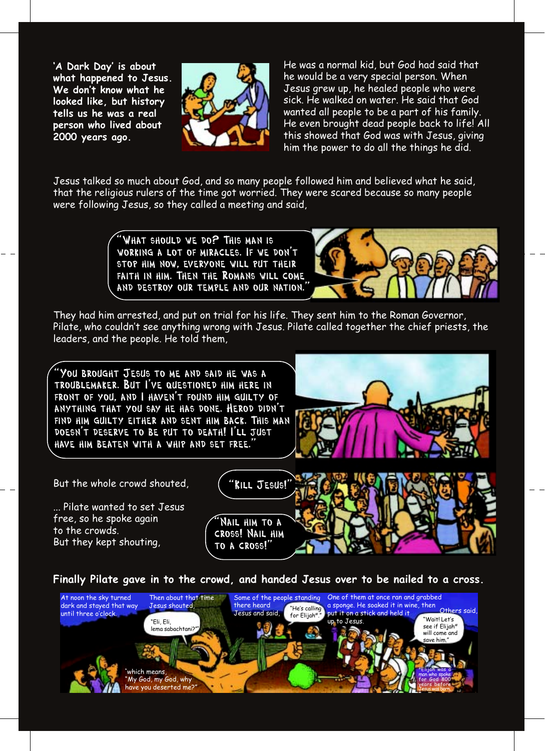**'A Dark Day' is about what happened to Jesus. We don't know what he looked like, but history tells us he was a real person who lived about 2000 years ago.**

He was a normal kid, but God had said that he would be a very special person. When Jesus grew up, he healed people who were sick. He walked on water. He said that God wanted all people to be a part of his family. He even brought dead people back to life! All this showed that God was with Jesus, giving him the power to do all the things he did.

Jesus talked so much about God, and so many people followed him and believed what he said, that the religious rulers of the time got worried. They were scared because so many people were following Jesus, so they called a meeting and said,

"What should we do? This man is working a lot of miracles. If we don't stop him now, everyone will put their faith in him. Then the Romans will come and destroy our temple and our nation."

They had him arrested, and put on trial for his life. They sent him to the Roman Governor, Pilate, who couldn't see anything wrong with Jesus. Pilate called together the chief priests, the leaders, and the people. He told them,

"You brought Jesus to me and said he was a troublemaker. But I've questioned him here in front of you, and I haven't found him guilty of anything that you say he has done. Herod didn't find him guilty either and sent him back. This man doesn't deserve to be put to death! I'll just have him beaten with a whip and set free."

But the whole crowd shouted,

"Kill Jesus!"

... Pilate wanted to set Jesus free, so he spoke again to the crowds. But they kept shouting,

"Nail him to a cross! Nail him to a cross!"

**Finally Pilate gave in to the crowd, and handed Jesus over to be nailed to a cross.**

At noon the sky turned dark and stayed that way until three o'clock.

Then about that time Jesus shouted,

"Eli, Eli, lema sabachtani?"

which means, "My God, my God, why have you deserted me?"

Some of the people standing there heard Jesus and said,

"He's calling for Elijah*."

One of them at once ran and grabbed a sponge. He soaked it in wine, then put it on a stick and held it up to Jesus.

Others said,

"Wait! Let's see if Elijah* will come and save him."

*Elijah was a man who spoke for God 800 years before Jesus was born.